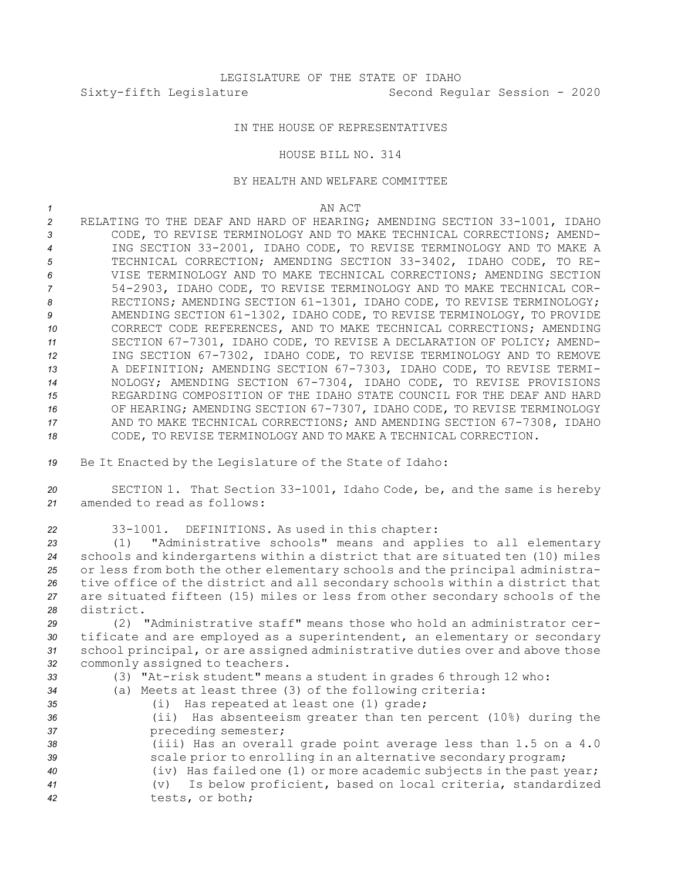LEGISLATURE OF THE STATE OF IDAHO

Sixty-fifth Legislature Second Regular Session - 2020

IN THE HOUSE OF REPRESENTATIVES

HOUSE BILL NO. 314

BY HEALTH AND WELFARE COMMITTEE

AN ACT

RELATING TO THE DEAF AND HARD OF HEARING; AMENDING SECTION 33-1001, IDAHO CODE, TO REVISE TERMINOLOGY AND TO MAKE TECHNICAL CORRECTIONS; AMENDING SECTION 33-2001, IDAHO CODE, TO REVISE TERMINOLOGY AND TO MAKE A TECHNICAL CORRECTION; AMENDING SECTION 33-3402, IDAHO CODE, TO REVISE TERMINOLOGY AND TO MAKE TECHNICAL CORRECTIONS; AMENDING SECTION 54-2903, IDAHO CODE, TO REVISE TERMINOLOGY AND TO MAKE TECHNICAL CORRECTIONS; AMENDING SECTION 61-1301, IDAHO CODE, TO REVISE TERMINOLOGY; AMENDING SECTION 61-1302, IDAHO CODE, TO REVISE TERMINOLOGY, TO PROVIDE CORRECT CODE REFERENCES, AND TO MAKE TECHNICAL CORRECTIONS; AMENDING SECTION 67-7301, IDAHO CODE, TO REVISE A DECLARATION OF POLICY; AMENDING SECTION 67-7302, IDAHO CODE, TO REVISE TERMINOLOGY AND TO REMOVE A DEFINITION; AMENDING SECTION 67-7303, IDAHO CODE, TO REVISE TERMINOLOGY; AMENDING SECTION 67-7304, IDAHO CODE, TO REVISE PROVISIONS REGARDING COMPOSITION OF THE IDAHO STATE COUNCIL FOR THE DEAF AND HARD OF HEARING; AMENDING SECTION 67-7307, IDAHO CODE, TO REVISE TERMINOLOGY AND TO MAKE TECHNICAL CORRECTIONS; AND AMENDING SECTION 67-7308, IDAHO CODE, TO REVISE TERMINOLOGY AND TO MAKE A TECHNICAL CORRECTION.

Be It Enacted by the Legislature of the State of Idaho:

SECTION 1. That Section 33-1001, Idaho Code, be, and the same is hereby amended to read as follows:

33-1001. DEFINITIONS. As used in this chapter:

(1) "Administrative schools" means and applies to all elementary schools and kindergartens within a district that are situated ten (10) miles or less from both the other elementary schools and the principal administrative office of the district and all secondary schools within a district that are situated fifteen (15) miles or less from other secondary schools of the district.

(2) "Administrative staff" means those who hold an administrator certificate and are employed as a superintendent, an elementary or secondary school principal, or are assigned administrative duties over and above those commonly assigned to teachers.

(3) "At-risk student" means a student in grades 6 through 12 who:

(a) Meets at least three (3) of the following criteria:

(i) Has repeated at least one (1) grade;

(ii) Has absenteeism greater than ten percent (10%) during the preceding semester;

(iii) Has an overall grade point average less than 1.5 on a 4.0 scale prior to enrolling in an alternative secondary program;

(iv) Has failed one (1) or more academic subjects in the past year;

(v) Is below proficient, based on local criteria, standardized tests, or both;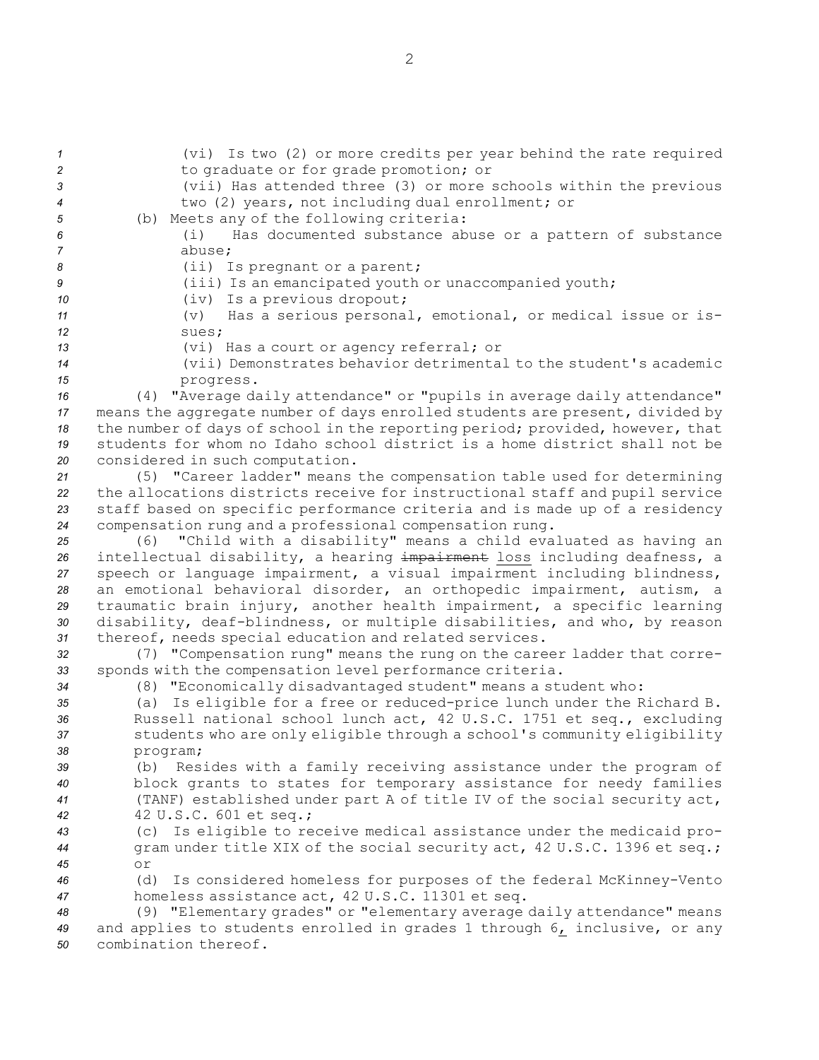(vi) Is two (2) or more credits per year behind the rate required to graduate or for grade promotion; or

(vii) Has attended three (3) or more schools within the previous two (2) years, not including dual enrollment; or

(b) Meets any of the following criteria:

(i) Has documented substance abuse or a pattern of substance abuse;

(ii) Is pregnant or a parent;

(iii) Is an emancipated youth or unaccompanied youth;

(iv) Is a previous dropout;

(v) Has a serious personal, emotional, or medical issue or issues;

(vi) Has a court or agency referral; or

(vii) Demonstrates behavior detrimental to the student's academic progress.

(4) "Average daily attendance" or "pupils in average daily attendance" means the aggregate number of days enrolled students are present, divided by the number of days of school in the reporting period; provided, however, that students for whom no Idaho school district is a home district shall not be considered in such computation.

(5) "Career ladder" means the compensation table used for determining the allocations districts receive for instructional staff and pupil service staff based on specific performance criteria and is made up of a residency compensation rung and a professional compensation rung.

(6) "Child with a disability" means a child evaluated as having an intellectual disability, a hearing ~~impairment~~ loss including deafness, a speech or language impairment, a visual impairment including blindness, an emotional behavioral disorder, an orthopedic impairment, autism, a traumatic brain injury, another health impairment, a specific learning disability, deaf-blindness, or multiple disabilities, and who, by reason thereof, needs special education and related services.

(7) "Compensation rung" means the rung on the career ladder that corresponds with the compensation level performance criteria.

(8) "Economically disadvantaged student" means a student who:

(a) Is eligible for a free or reduced-price lunch under the Richard B. Russell national school lunch act, 42 U.S.C. 1751 et seq., excluding students who are only eligible through a school's community eligibility program;

(b) Resides with a family receiving assistance under the program of block grants to states for temporary assistance for needy families (TANF) established under part A of title IV of the social security act, 42 U.S.C. 601 et seq.;

(c) Is eligible to receive medical assistance under the medicaid program under title XIX of the social security act, 42 U.S.C. 1396 et seq.; or

(d) Is considered homeless for purposes of the federal McKinney-Vento homeless assistance act, 42 U.S.C. 11301 et seq.

(9) "Elementary grades" or "elementary average daily attendance" means and applies to students enrolled in grades 1 through 6, inclusive, or any combination thereof.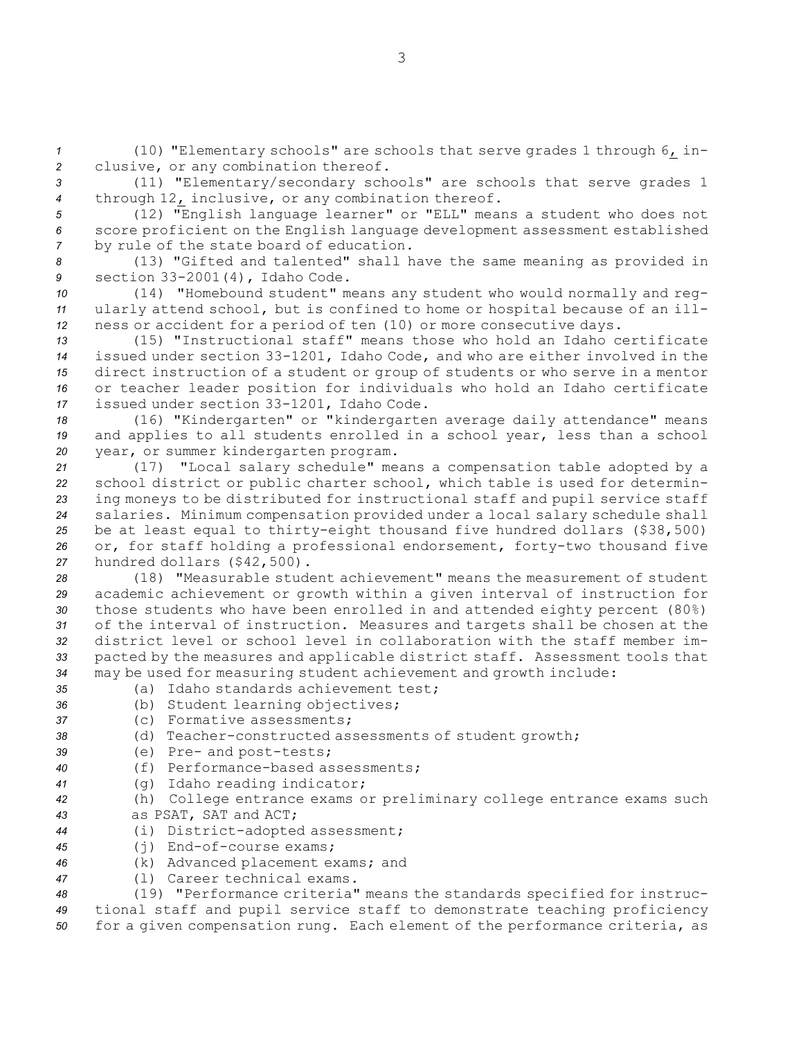(10) "Elementary schools" are schools that serve grades 1 through 6, inclusive, or any combination thereof.

(11) "Elementary/secondary schools" are schools that serve grades 1 through 12, inclusive, or any combination thereof.

(12) "English language learner" or "ELL" means a student who does not score proficient on the English language development assessment established by rule of the state board of education.

(13) "Gifted and talented" shall have the same meaning as provided in section 33-2001(4), Idaho Code.

(14) "Homebound student" means any student who would normally and regularly attend school, but is confined to home or hospital because of an illness or accident for a period of ten (10) or more consecutive days.

(15) "Instructional staff" means those who hold an Idaho certificate issued under section 33-1201, Idaho Code, and who are either involved in the direct instruction of a student or group of students or who serve in a mentor or teacher leader position for individuals who hold an Idaho certificate issued under section 33-1201, Idaho Code.

(16) "Kindergarten" or "kindergarten average daily attendance" means and applies to all students enrolled in a school year, less than a school year, or summer kindergarten program.

(17) "Local salary schedule" means a compensation table adopted by a school district or public charter school, which table is used for determining moneys to be distributed for instructional staff and pupil service staff salaries. Minimum compensation provided under a local salary schedule shall be at least equal to thirty-eight thousand five hundred dollars ($38,500) or, for staff holding a professional endorsement, forty-two thousand five hundred dollars ($42,500).

(18) "Measurable student achievement" means the measurement of student academic achievement or growth within a given interval of instruction for those students who have been enrolled in and attended eighty percent (80%) of the interval of instruction. Measures and targets shall be chosen at the district level or school level in collaboration with the staff member impacted by the measures and applicable district staff. Assessment tools that may be used for measuring student achievement and growth include:

(a) Idaho standards achievement test;

(b) Student learning objectives;

(c) Formative assessments;

(d) Teacher-constructed assessments of student growth;

(e) Pre- and post-tests;

(f) Performance-based assessments;

(g) Idaho reading indicator;

(h) College entrance exams or preliminary college entrance exams such as PSAT, SAT and ACT;

(i) District-adopted assessment;

(j) End-of-course exams;

(k) Advanced placement exams; and

(l) Career technical exams.

(19) "Performance criteria" means the standards specified for instructional staff and pupil service staff to demonstrate teaching proficiency for a given compensation rung. Each element of the performance criteria, as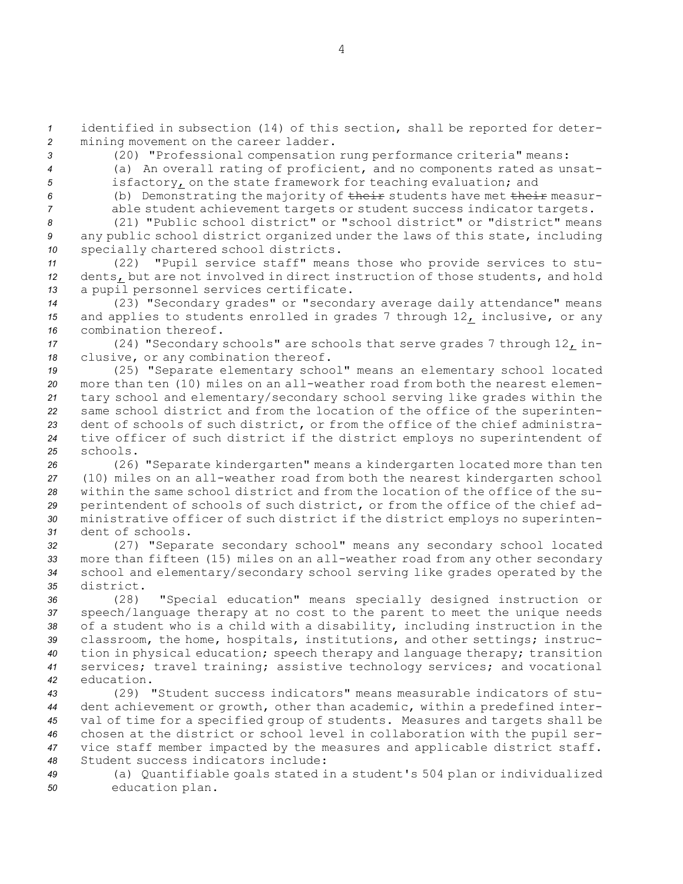identified in subsection (14) of this section, shall be reported for determining movement on the career ladder.

(20) "Professional compensation rung performance criteria" means:

(a) An overall rating of proficient, and no components rated as unsatisfactory, on the state framework for teaching evaluation; and

(b) Demonstrating the majority of ~~their~~ students have met ~~their~~ measurable student achievement targets or student success indicator targets.

(21) "Public school district" or "school district" or "district" means any public school district organized under the laws of this state, including specially chartered school districts.

(22) "Pupil service staff" means those who provide services to students, but are not involved in direct instruction of those students, and hold a pupil personnel services certificate.

(23) "Secondary grades" or "secondary average daily attendance" means and applies to students enrolled in grades 7 through 12, inclusive, or any combination thereof.

(24) "Secondary schools" are schools that serve grades 7 through 12, inclusive, or any combination thereof.

(25) "Separate elementary school" means an elementary school located more than ten (10) miles on an all-weather road from both the nearest elementary school and elementary/secondary school serving like grades within the same school district and from the location of the office of the superintendent of schools of such district, or from the office of the chief administrative officer of such district if the district employs no superintendent of schools.

(26) "Separate kindergarten" means a kindergarten located more than ten (10) miles on an all-weather road from both the nearest kindergarten school within the same school district and from the location of the office of the superintendent of schools of such district, or from the office of the chief administrative officer of such district if the district employs no superintendent of schools.

(27) "Separate secondary school" means any secondary school located more than fifteen (15) miles on an all-weather road from any other secondary school and elementary/secondary school serving like grades operated by the district.

(28) "Special education" means specially designed instruction or speech/language therapy at no cost to the parent to meet the unique needs of a student who is a child with a disability, including instruction in the classroom, the home, hospitals, institutions, and other settings; instruction in physical education; speech therapy and language therapy; transition services; travel training; assistive technology services; and vocational education.

(29) "Student success indicators" means measurable indicators of student achievement or growth, other than academic, within a predefined interval of time for a specified group of students. Measures and targets shall be chosen at the district or school level in collaboration with the pupil service staff member impacted by the measures and applicable district staff. Student success indicators include:

(a) Quantifiable goals stated in a student's 504 plan or individualized education plan.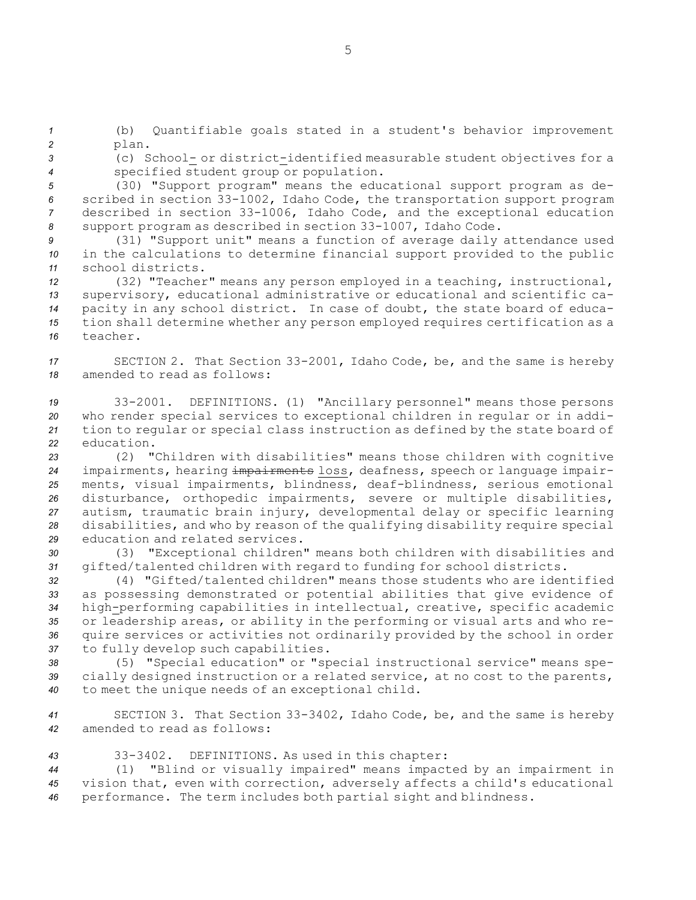(b) Quantifiable goals stated in a student's behavior improvement plan.

(c) School- or district-identified measurable student objectives for a specified student group or population.

(30) "Support program" means the educational support program as described in section 33-1002, Idaho Code, the transportation support program described in section 33-1006, Idaho Code, and the exceptional education support program as described in section 33-1007, Idaho Code.

(31) "Support unit" means a function of average daily attendance used in the calculations to determine financial support provided to the public school districts.

(32) "Teacher" means any person employed in a teaching, instructional, supervisory, educational administrative or educational and scientific capacity in any school district. In case of doubt, the state board of education shall determine whether any person employed requires certification as a teacher.

SECTION 2. That Section 33-2001, Idaho Code, be, and the same is hereby amended to read as follows:

33-2001. DEFINITIONS. (1) "Ancillary personnel" means those persons who render special services to exceptional children in regular or in addition to regular or special class instruction as defined by the state board of education.

(2) "Children with disabilities" means those children with cognitive impairments, hearing ~~impairments~~ loss, deafness, speech or language impairments, visual impairments, blindness, deaf-blindness, serious emotional disturbance, orthopedic impairments, severe or multiple disabilities, autism, traumatic brain injury, developmental delay or specific learning disabilities, and who by reason of the qualifying disability require special education and related services.

(3) "Exceptional children" means both children with disabilities and gifted/talented children with regard to funding for school districts.

(4) "Gifted/talented children" means those students who are identified as possessing demonstrated or potential abilities that give evidence of high-performing capabilities in intellectual, creative, specific academic or leadership areas, or ability in the performing or visual arts and who require services or activities not ordinarily provided by the school in order to fully develop such capabilities.

(5) "Special education" or "special instructional service" means specially designed instruction or a related service, at no cost to the parents, to meet the unique needs of an exceptional child.

SECTION 3. That Section 33-3402, Idaho Code, be, and the same is hereby amended to read as follows:

33-3402. DEFINITIONS. As used in this chapter:

(1) "Blind or visually impaired" means impacted by an impairment in vision that, even with correction, adversely affects a child's educational performance. The term includes both partial sight and blindness.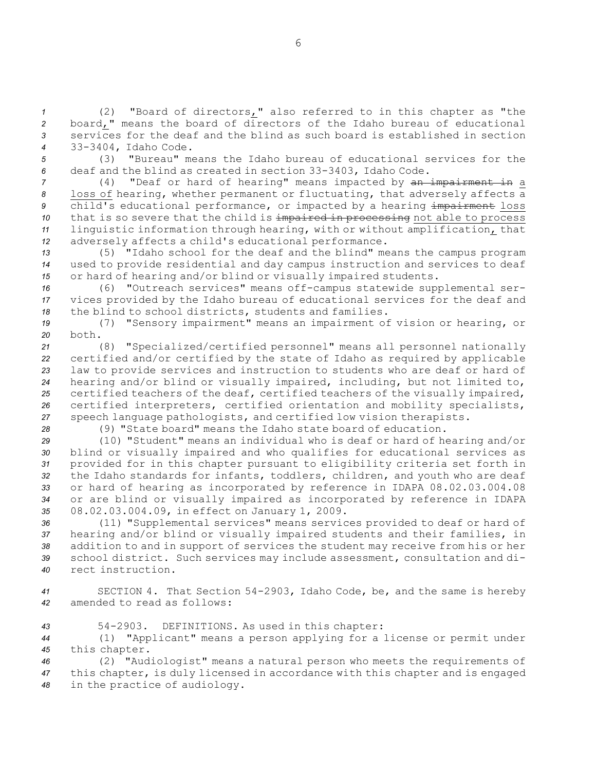(2) "Board of directors," also referred to in this chapter as "the board," means the board of directors of the Idaho bureau of educational services for the deaf and the blind as such board is established in section 33-3404, Idaho Code.

(3) "Bureau" means the Idaho bureau of educational services for the deaf and the blind as created in section 33-3403, Idaho Code.

(4) "Deaf or hard of hearing" means impacted by ~~an impairment in~~ a loss of hearing, whether permanent or fluctuating, that adversely affects a child's educational performance, or impacted by a hearing ~~impairment~~ loss that is so severe that the child is ~~impaired in processing~~ not able to process linguistic information through hearing, with or without amplification, that adversely affects a child's educational performance.

(5) "Idaho school for the deaf and the blind" means the campus program used to provide residential and day campus instruction and services to deaf or hard of hearing and/or blind or visually impaired students.

(6) "Outreach services" means off-campus statewide supplemental services provided by the Idaho bureau of educational services for the deaf and the blind to school districts, students and families.

(7) "Sensory impairment" means an impairment of vision or hearing, or both.

(8) "Specialized/certified personnel" means all personnel nationally certified and/or certified by the state of Idaho as required by applicable law to provide services and instruction to students who are deaf or hard of hearing and/or blind or visually impaired, including, but not limited to, certified teachers of the deaf, certified teachers of the visually impaired, certified interpreters, certified orientation and mobility specialists, speech language pathologists, and certified low vision therapists.

(9) "State board" means the Idaho state board of education.

(10) "Student" means an individual who is deaf or hard of hearing and/or blind or visually impaired and who qualifies for educational services as provided for in this chapter pursuant to eligibility criteria set forth in the Idaho standards for infants, toddlers, children, and youth who are deaf or hard of hearing as incorporated by reference in IDAPA 08.02.03.004.08 or are blind or visually impaired as incorporated by reference in IDAPA 08.02.03.004.09, in effect on January 1, 2009.

(11) "Supplemental services" means services provided to deaf or hard of hearing and/or blind or visually impaired students and their families, in addition to and in support of services the student may receive from his or her school district. Such services may include assessment, consultation and direct instruction.

SECTION 4. That Section 54-2903, Idaho Code, be, and the same is hereby amended to read as follows:

54-2903. DEFINITIONS. As used in this chapter:

(1) "Applicant" means a person applying for a license or permit under this chapter.

(2) "Audiologist" means a natural person who meets the requirements of this chapter, is duly licensed in accordance with this chapter and is engaged in the practice of audiology.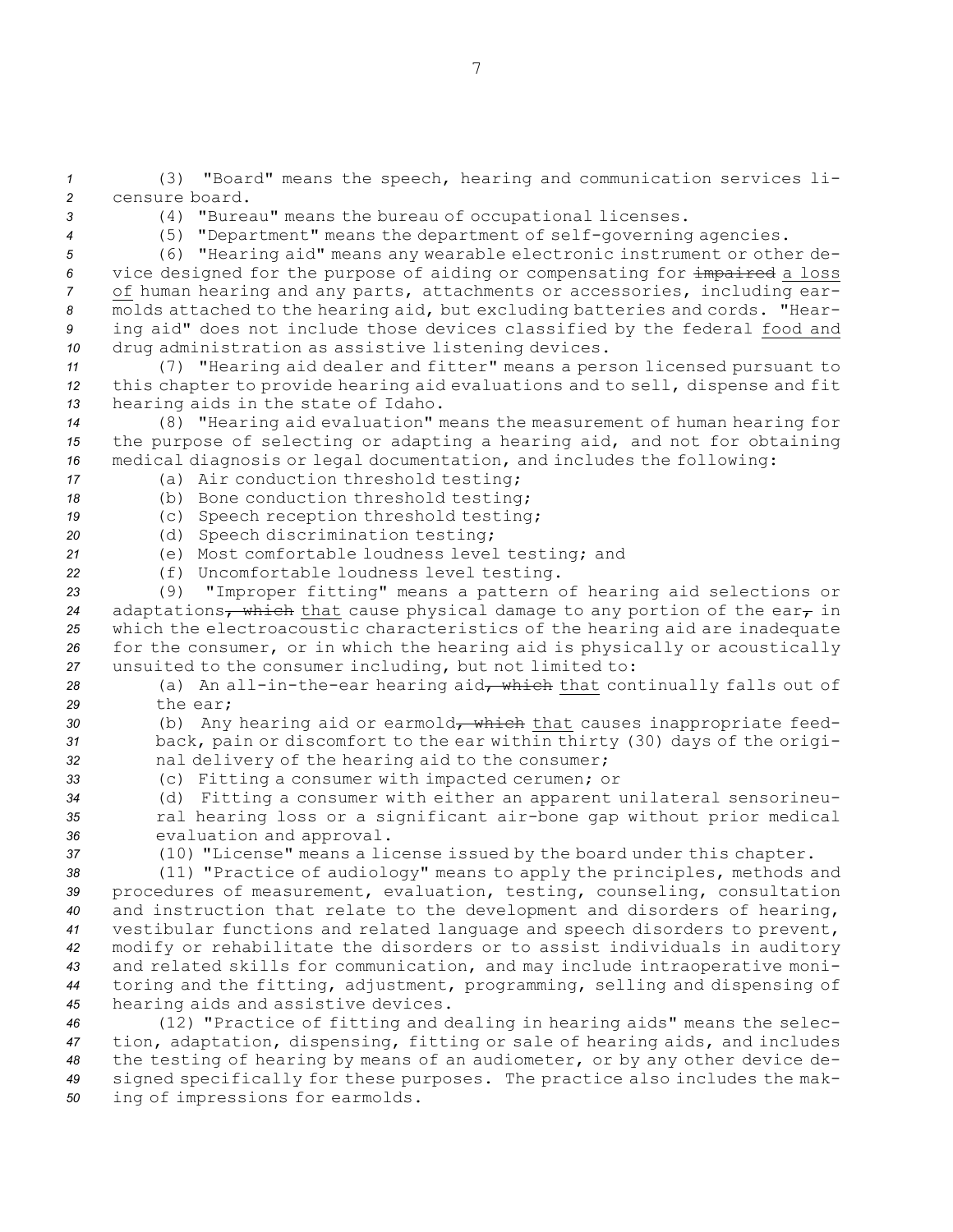(3) "Board" means the speech, hearing and communication services licensure board.

(4) "Bureau" means the bureau of occupational licenses.

(5) "Department" means the department of self-governing agencies.

(6) "Hearing aid" means any wearable electronic instrument or other device designed for the purpose of aiding or compensating for ~~impaired~~ <u>a loss of</u> human hearing and any parts, attachments or accessories, including earmolds attached to the hearing aid, but excluding batteries and cords. "Hearing aid" does not include those devices classified by the federal <u>food and</u> drug administration as assistive listening devices.

(7) "Hearing aid dealer and fitter" means a person licensed pursuant to this chapter to provide hearing aid evaluations and to sell, dispense and fit hearing aids in the state of Idaho.

(8) "Hearing aid evaluation" means the measurement of human hearing for the purpose of selecting or adapting a hearing aid, and not for obtaining medical diagnosis or legal documentation, and includes the following:

(a) Air conduction threshold testing;

(b) Bone conduction threshold testing;

(c) Speech reception threshold testing;

(d) Speech discrimination testing;

(e) Most comfortable loudness level testing; and

(f) Uncomfortable loudness level testing.

(9) "Improper fitting" means a pattern of hearing aid selections or adaptations~~, which~~ <u>that</u> cause physical damage to any portion of the ear~~,~~ in which the electroacoustic characteristics of the hearing aid are inadequate for the consumer, or in which the hearing aid is physically or acoustically unsuited to the consumer including, but not limited to:

(a) An all-in-the-ear hearing aid~~, which~~ <u>that</u> continually falls out of the ear;

(b) Any hearing aid or earmold~~, which~~ <u>that</u> causes inappropriate feedback, pain or discomfort to the ear within thirty (30) days of the original delivery of the hearing aid to the consumer;

(c) Fitting a consumer with impacted cerumen; or

(d) Fitting a consumer with either an apparent unilateral sensorineural hearing loss or a significant air-bone gap without prior medical evaluation and approval.

(10) "License" means a license issued by the board under this chapter.

(11) "Practice of audiology" means to apply the principles, methods and procedures of measurement, evaluation, testing, counseling, consultation and instruction that relate to the development and disorders of hearing, vestibular functions and related language and speech disorders to prevent, modify or rehabilitate the disorders or to assist individuals in auditory and related skills for communication, and may include intraoperative monitoring and the fitting, adjustment, programming, selling and dispensing of hearing aids and assistive devices.

(12) "Practice of fitting and dealing in hearing aids" means the selection, adaptation, dispensing, fitting or sale of hearing aids, and includes the testing of hearing by means of an audiometer, or by any other device designed specifically for these purposes. The practice also includes the making of impressions for earmolds.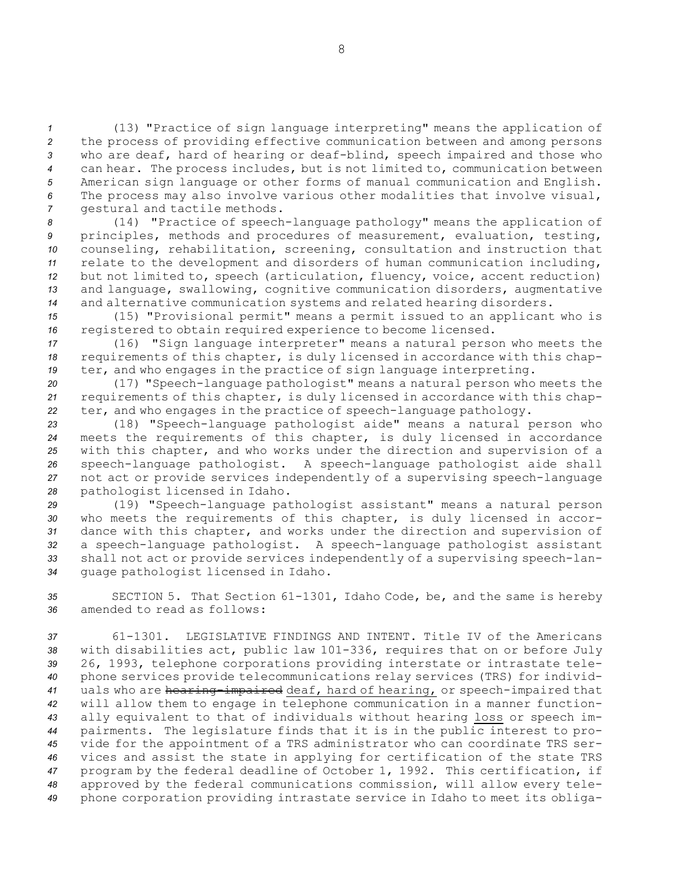(13) "Practice of sign language interpreting" means the application of the process of providing effective communication between and among persons who are deaf, hard of hearing or deaf-blind, speech impaired and those who can hear. The process includes, but is not limited to, communication between American sign language or other forms of manual communication and English. The process may also involve various other modalities that involve visual, gestural and tactile methods.

(14) "Practice of speech-language pathology" means the application of principles, methods and procedures of measurement, evaluation, testing, counseling, rehabilitation, screening, consultation and instruction that relate to the development and disorders of human communication including, but not limited to, speech (articulation, fluency, voice, accent reduction) and language, swallowing, cognitive communication disorders, augmentative and alternative communication systems and related hearing disorders.

(15) "Provisional permit" means a permit issued to an applicant who is registered to obtain required experience to become licensed.

(16) "Sign language interpreter" means a natural person who meets the requirements of this chapter, is duly licensed in accordance with this chapter, and who engages in the practice of sign language interpreting.

(17) "Speech-language pathologist" means a natural person who meets the requirements of this chapter, is duly licensed in accordance with this chapter, and who engages in the practice of speech-language pathology.

(18) "Speech-language pathologist aide" means a natural person who meets the requirements of this chapter, is duly licensed in accordance with this chapter, and who works under the direction and supervision of a speech-language pathologist. A speech-language pathologist aide shall not act or provide services independently of a supervising speech-language pathologist licensed in Idaho.

(19) "Speech-language pathologist assistant" means a natural person who meets the requirements of this chapter, is duly licensed in accordance with this chapter, and works under the direction and supervision of a speech-language pathologist. A speech-language pathologist assistant shall not act or provide services independently of a supervising speech-language pathologist licensed in Idaho.

SECTION 5. That Section 61-1301, Idaho Code, be, and the same is hereby amended to read as follows:

61-1301. LEGISLATIVE FINDINGS AND INTENT. Title IV of the Americans with disabilities act, public law 101-336, requires that on or before July 26, 1993, telephone corporations providing interstate or intrastate telephone services provide telecommunications relay services (TRS) for individuals who are ~~hearing-impaired~~ deaf, hard of hearing, or speech-impaired that will allow them to engage in telephone communication in a manner functionally equivalent to that of individuals without hearing loss or speech impairments. The legislature finds that it is in the public interest to provide for the appointment of a TRS administrator who can coordinate TRS services and assist the state in applying for certification of the state TRS program by the federal deadline of October 1, 1992. This certification, if approved by the federal communications commission, will allow every telephone corporation providing intrastate service in Idaho to meet its obliga-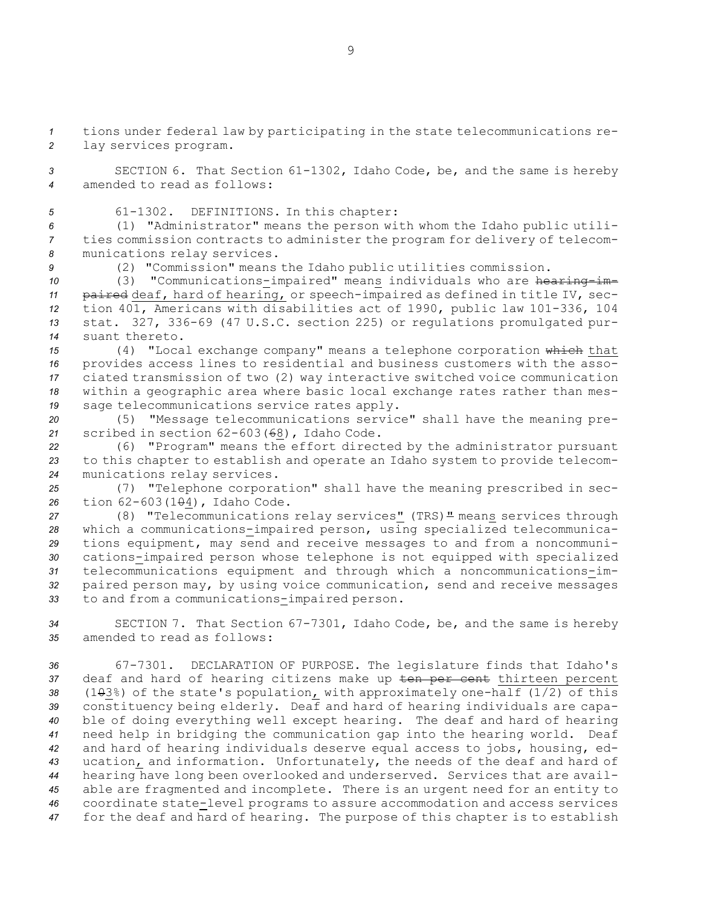tions under federal law by participating in the state telecommunications relay services program.

SECTION 6. That Section 61-1302, Idaho Code, be, and the same is hereby amended to read as follows:

61-1302. DEFINITIONS. In this chapter:

(1) "Administrator" means the person with whom the Idaho public utilities commission contracts to administer the program for delivery of telecommunications relay services.

(2) "Commission" means the Idaho public utilities commission.

(3) "Communications-impaired" means individuals who are ~~hearing-impaired~~ deaf, hard of hearing, or speech-impaired as defined in title IV, section 401, Americans with disabilities act of 1990, public law 101-336, 104 stat. 327, 336-69 (47 U.S.C. section 225) or regulations promulgated pursuant thereto.

(4) "Local exchange company" means a telephone corporation ~~which~~ that provides access lines to residential and business customers with the associated transmission of two (2) way interactive switched voice communication within a geographic area where basic local exchange rates rather than message telecommunications service rates apply.

(5) "Message telecommunications service" shall have the meaning prescribed in section 62-603(~~6~~8), Idaho Code.

(6) "Program" means the effort directed by the administrator pursuant to this chapter to establish and operate an Idaho system to provide telecommunications relay services.

(7) "Telephone corporation" shall have the meaning prescribed in section 62-603(1~~0~~4), Idaho Code.

(8) "Telecommunications relay services" (TRS)~~"~~ means services through which a communications-impaired person, using specialized telecommunications equipment, may send and receive messages to and from a noncommunications-impaired person whose telephone is not equipped with specialized telecommunications equipment and through which a noncommunications-impaired person may, by using voice communication, send and receive messages to and from a communications-impaired person.

SECTION 7. That Section 67-7301, Idaho Code, be, and the same is hereby amended to read as follows:

67-7301. DECLARATION OF PURPOSE. The legislature finds that Idaho's deaf and hard of hearing citizens make up ~~ten per cent~~ thirteen percent (1~~0~~3%) of the state's population, with approximately one-half (1/2) of this constituency being elderly. Deaf and hard of hearing individuals are capable of doing everything well except hearing. The deaf and hard of hearing need help in bridging the communication gap into the hearing world. Deaf and hard of hearing individuals deserve equal access to jobs, housing, education, and information. Unfortunately, the needs of the deaf and hard of hearing have long been overlooked and underserved. Services that are available are fragmented and incomplete. There is an urgent need for an entity to coordinate state-level programs to assure accommodation and access services for the deaf and hard of hearing. The purpose of this chapter is to establish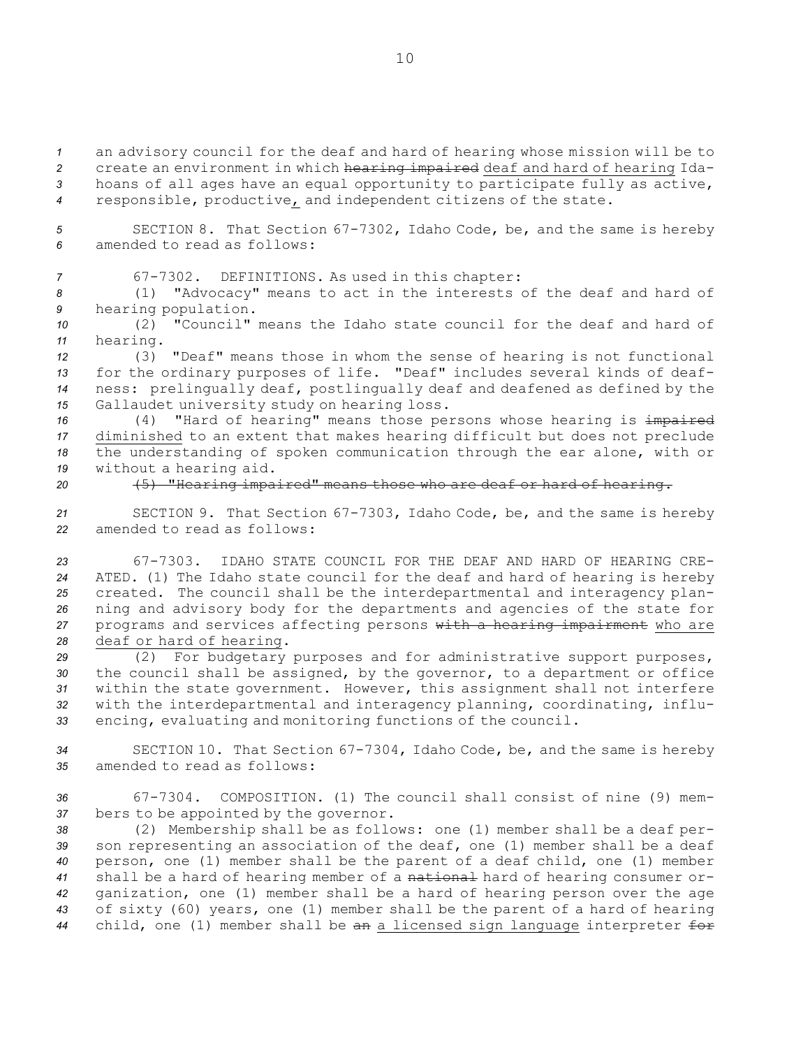an advisory council for the deaf and hard of hearing whose mission will be to create an environment in which ~~hearing impaired~~ deaf and hard of hearing Idahoans of all ages have an equal opportunity to participate fully as active, responsible, productive, and independent citizens of the state.

SECTION 8. That Section 67-7302, Idaho Code, be, and the same is hereby amended to read as follows:

67-7302. DEFINITIONS. As used in this chapter:

(1) "Advocacy" means to act in the interests of the deaf and hard of hearing population.

(2) "Council" means the Idaho state council for the deaf and hard of hearing.

(3) "Deaf" means those in whom the sense of hearing is not functional for the ordinary purposes of life. "Deaf" includes several kinds of deafness: prelingually deaf, postlingually deaf and deafened as defined by the Gallaudet university study on hearing loss.

(4) "Hard of hearing" means those persons whose hearing is ~~impaired~~ diminished to an extent that makes hearing difficult but does not preclude the understanding of spoken communication through the ear alone, with or without a hearing aid.

~~(5) "Hearing impaired" means those who are deaf or hard of hearing.~~

SECTION 9. That Section 67-7303, Idaho Code, be, and the same is hereby amended to read as follows:

67-7303. IDAHO STATE COUNCIL FOR THE DEAF AND HARD OF HEARING CREATED. (1) The Idaho state council for the deaf and hard of hearing is hereby created. The council shall be the interdepartmental and interagency planning and advisory body for the departments and agencies of the state for programs and services affecting persons ~~with a hearing impairment~~ who are deaf or hard of hearing.

(2) For budgetary purposes and for administrative support purposes, the council shall be assigned, by the governor, to a department or office within the state government. However, this assignment shall not interfere with the interdepartmental and interagency planning, coordinating, influencing, evaluating and monitoring functions of the council.

SECTION 10. That Section 67-7304, Idaho Code, be, and the same is hereby amended to read as follows:

67-7304. COMPOSITION. (1) The council shall consist of nine (9) members to be appointed by the governor.

(2) Membership shall be as follows: one (1) member shall be a deaf person representing an association of the deaf, one (1) member shall be a deaf person, one (1) member shall be the parent of a deaf child, one (1) member shall be a hard of hearing member of a ~~national~~ hard of hearing consumer organization, one (1) member shall be a hard of hearing person over the age of sixty (60) years, one (1) member shall be the parent of a hard of hearing child, one (1) member shall be ~~an~~ a licensed sign language interpreter ~~for~~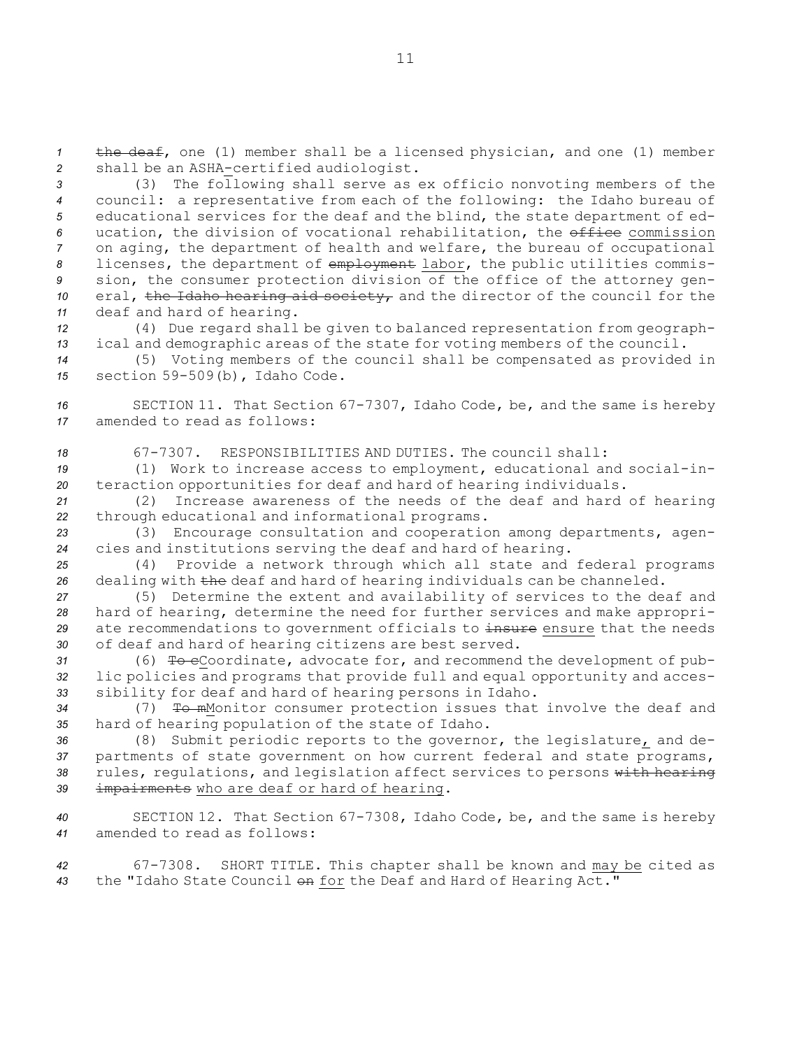the deaf, one (1) member shall be a licensed physician, and one (1) member shall be an ASHA-certified audiologist.

(3) The following shall serve as ex officio nonvoting members of the council: a representative from each of the following: the Idaho bureau of educational services for the deaf and the blind, the state department of education, the division of vocational rehabilitation, the office commission on aging, the department of health and welfare, the bureau of occupational licenses, the department of employment labor, the public utilities commission, the consumer protection division of the office of the attorney general, the Idaho hearing aid society, and the director of the council for the deaf and hard of hearing.

(4) Due regard shall be given to balanced representation from geographical and demographic areas of the state for voting members of the council.

(5) Voting members of the council shall be compensated as provided in section 59-509(b), Idaho Code.

SECTION 11. That Section 67-7307, Idaho Code, be, and the same is hereby amended to read as follows:

67-7307. RESPONSIBILITIES AND DUTIES. The council shall:

(1) Work to increase access to employment, educational and social-interaction opportunities for deaf and hard of hearing individuals.

(2) Increase awareness of the needs of the deaf and hard of hearing through educational and informational programs.

(3) Encourage consultation and cooperation among departments, agencies and institutions serving the deaf and hard of hearing.

(4) Provide a network through which all state and federal programs dealing with the deaf and hard of hearing individuals can be channeled.

(5) Determine the extent and availability of services to the deaf and hard of hearing, determine the need for further services and make appropriate recommendations to government officials to insure ensure that the needs of deaf and hard of hearing citizens are best served.

(6) To cCoordinate, advocate for, and recommend the development of public policies and programs that provide full and equal opportunity and accessibility for deaf and hard of hearing persons in Idaho.

(7) To mMonitor consumer protection issues that involve the deaf and hard of hearing population of the state of Idaho.

(8) Submit periodic reports to the governor, the legislature, and departments of state government on how current federal and state programs, rules, regulations, and legislation affect services to persons with hearing impairments who are deaf or hard of hearing.

SECTION 12. That Section 67-7308, Idaho Code, be, and the same is hereby amended to read as follows:

67-7308. SHORT TITLE. This chapter shall be known and may be cited as the "Idaho State Council on for the Deaf and Hard of Hearing Act."